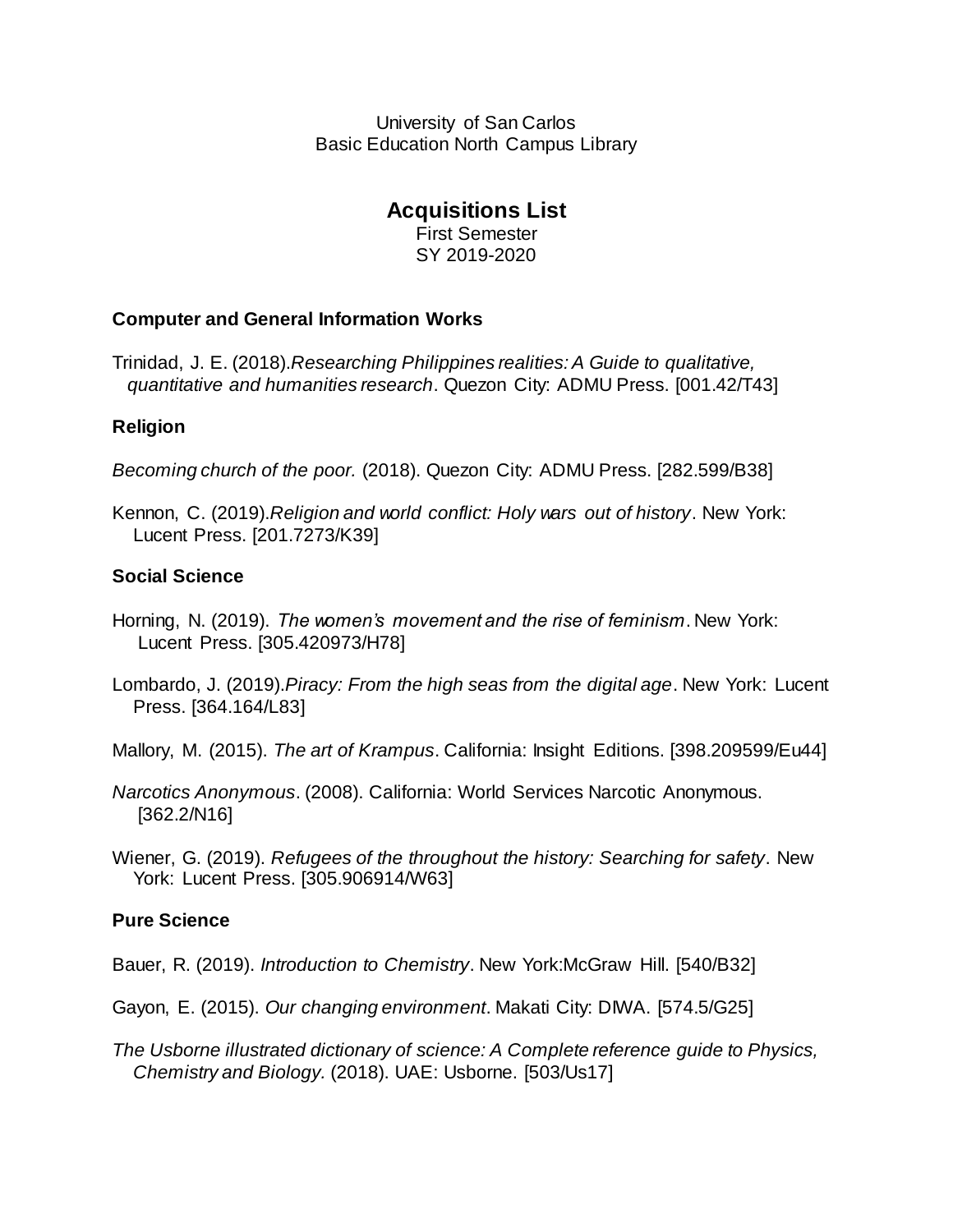University of San Carlos
Basic Education North Campus Library

# Acquisitions List

First Semester
SY 2019-2020

### Computer and General Information Works

Trinidad, J. E. (2018).*Researching Philippines realities: A Guide to qualitative, quantitative and humanities research*. Quezon City: ADMU Press. [001.42/T43]

### Religion

*Becoming church of the poor.* (2018). Quezon City: ADMU Press. [282.599/B38]

Kennon, C. (2019).*Religion and world conflict: Holy wars out of history*. New York: Lucent Press. [201.7273/K39]

### Social Science

Horning, N. (2019). *The women's movement and the rise of feminism*. New York: Lucent Press. [305.420973/H78]

Lombardo, J. (2019).*Piracy: From the high seas from the digital age*. New York: Lucent Press. [364.164/L83]

Mallory, M. (2015). *The art of Krampus*. California: Insight Editions. [398.209599/Eu44]

*Narcotics Anonymous*. (2008). California: World Services Narcotic Anonymous. [362.2/N16]

Wiener, G. (2019). *Refugees of the throughout the history: Searching for safety*. New York: Lucent Press. [305.906914/W63]

### Pure Science

Bauer, R. (2019). *Introduction to Chemistry*. New York:McGraw Hill. [540/B32]

Gayon, E. (2015). *Our changing environment*. Makati City: DIWA. [574.5/G25]

*The Usborne illustrated dictionary of science: A Complete reference guide to Physics, Chemistry and Biology.* (2018). UAE: Usborne. [503/Us17]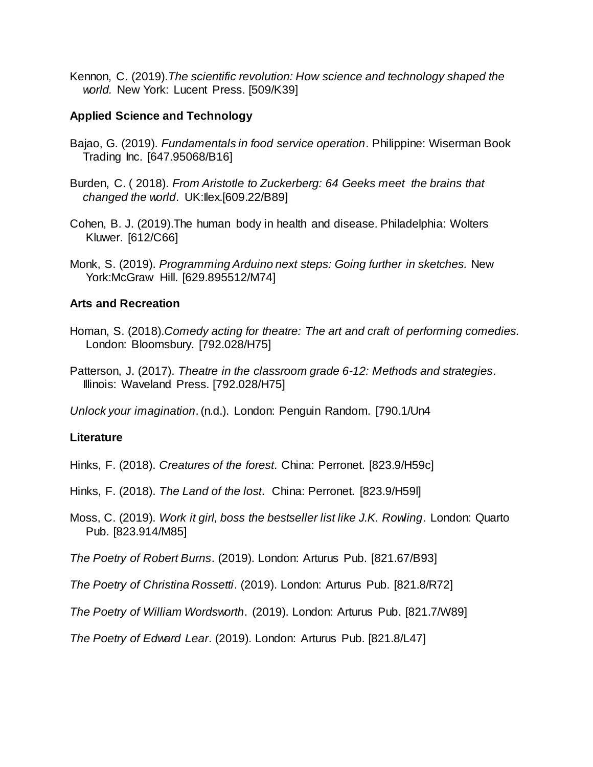Kennon, C. (2019).*The scientific revolution: How science and technology shaped the world.* New York: Lucent Press. [509/K39]

**Applied Science and Technology**

Bajao, G. (2019). *Fundamentals in food service operation*. Philippine: Wiserman Book Trading Inc. [647.95068/B16]

Burden, C. ( 2018). *From Aristotle to Zuckerberg: 64 Geeks meet the brains that changed the world*. UK:Ilex.[609.22/B89]

Cohen, B. J. (2019).The human body in health and disease. Philadelphia: Wolters Kluwer. [612/C66]

Monk, S. (2019). *Programming Arduino next steps: Going further in sketches.* New York:McGraw Hill. [629.895512/M74]

**Arts and Recreation**

Homan, S. (2018).*Comedy acting for theatre: The art and craft of performing comedies.* London: Bloomsbury. [792.028/H75]

Patterson, J. (2017). *Theatre in the classroom grade 6-12: Methods and strategies*. Illinois: Waveland Press. [792.028/H75]

*Unlock your imagination*. (n.d.). London: Penguin Random. [790.1/Un4

**Literature**

Hinks, F. (2018). *Creatures of the forest*. China: Perronet. [823.9/H59c]

Hinks, F. (2018). *The Land of the lost*. China: Perronet. [823.9/H59l]

Moss, C. (2019). *Work it girl, boss the bestseller list like J.K. Rowling*. London: Quarto Pub. [823.914/M85]

*The Poetry of Robert Burns*. (2019). London: Arturus Pub. [821.67/B93]

*The Poetry of Christina Rossetti*. (2019). London: Arturus Pub. [821.8/R72]

*The Poetry of William Wordsworth*. (2019). London: Arturus Pub. [821.7/W89]

*The Poetry of Edward Lear*. (2019). London: Arturus Pub. [821.8/L47]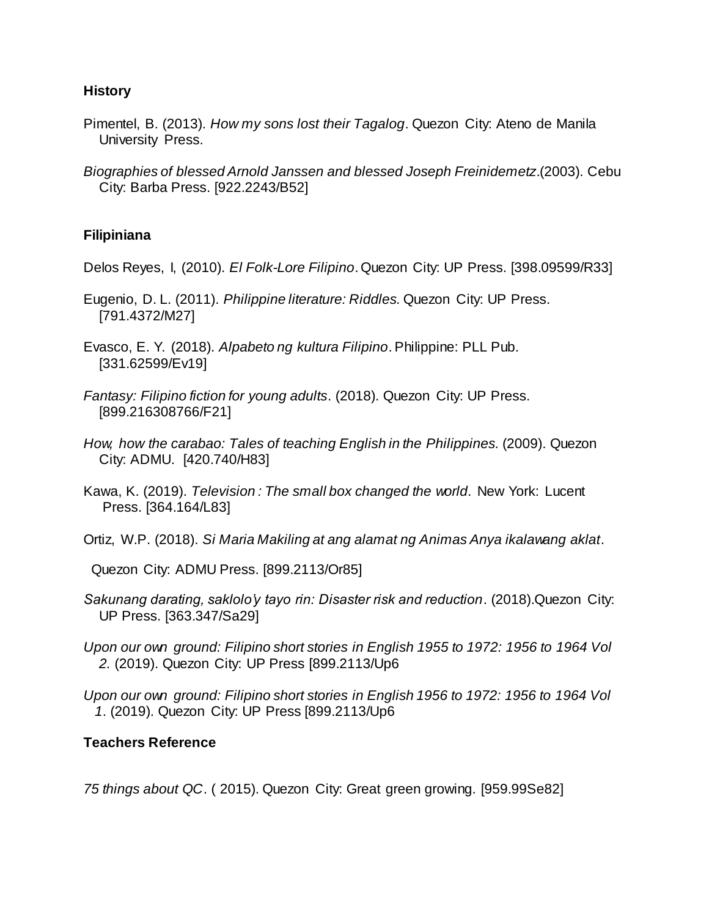**History**

Pimentel, B. (2013). *How my sons lost their Tagalog*. Quezon City: Ateno de Manila University Press.

*Biographies of blessed Arnold Janssen and blessed Joseph Freinidemetz*.(2003). Cebu City: Barba Press. [922.2243/B52]

**Filipiniana**

Delos Reyes, I, (2010). *El Folk-Lore Filipino*. Quezon City: UP Press. [398.09599/R33]

Eugenio, D. L. (2011). *Philippine literature: Riddles.* Quezon City: UP Press. [791.4372/M27]

Evasco, E. Y. (2018). *Alpabeto ng kultura Filipino*. Philippine: PLL Pub. [331.62599/Ev19]

*Fantasy: Filipino fiction for young adults*. (2018). Quezon City: UP Press. [899.216308766/F21]

*How, how the carabao: Tales of teaching English in the Philippines.* (2009). Quezon City: ADMU. [420.740/H83]

Kawa, K. (2019). *Television : The small box changed the world*. New York: Lucent Press. [364.164/L83]

Ortiz, W.P. (2018). *Si Maria Makiling at ang alamat ng Animas Anya ikalawang aklat*.

Quezon City: ADMU Press. [899.2113/Or85]

*Sakunang darating, saklolo'y tayo rin: Disaster risk and reduction*. (2018).Quezon City: UP Press. [363.347/Sa29]

*Upon our own ground: Filipino short stories in English 1955 to 1972: 1956 to 1964 Vol 2.* (2019). Quezon City: UP Press [899.2113/Up6

*Upon our own ground: Filipino short stories in English 1956 to 1972: 1956 to 1964 Vol 1*. (2019). Quezon City: UP Press [899.2113/Up6

**Teachers Reference**

*75 things about QC*. ( 2015). Quezon City: Great green growing. [959.99Se82]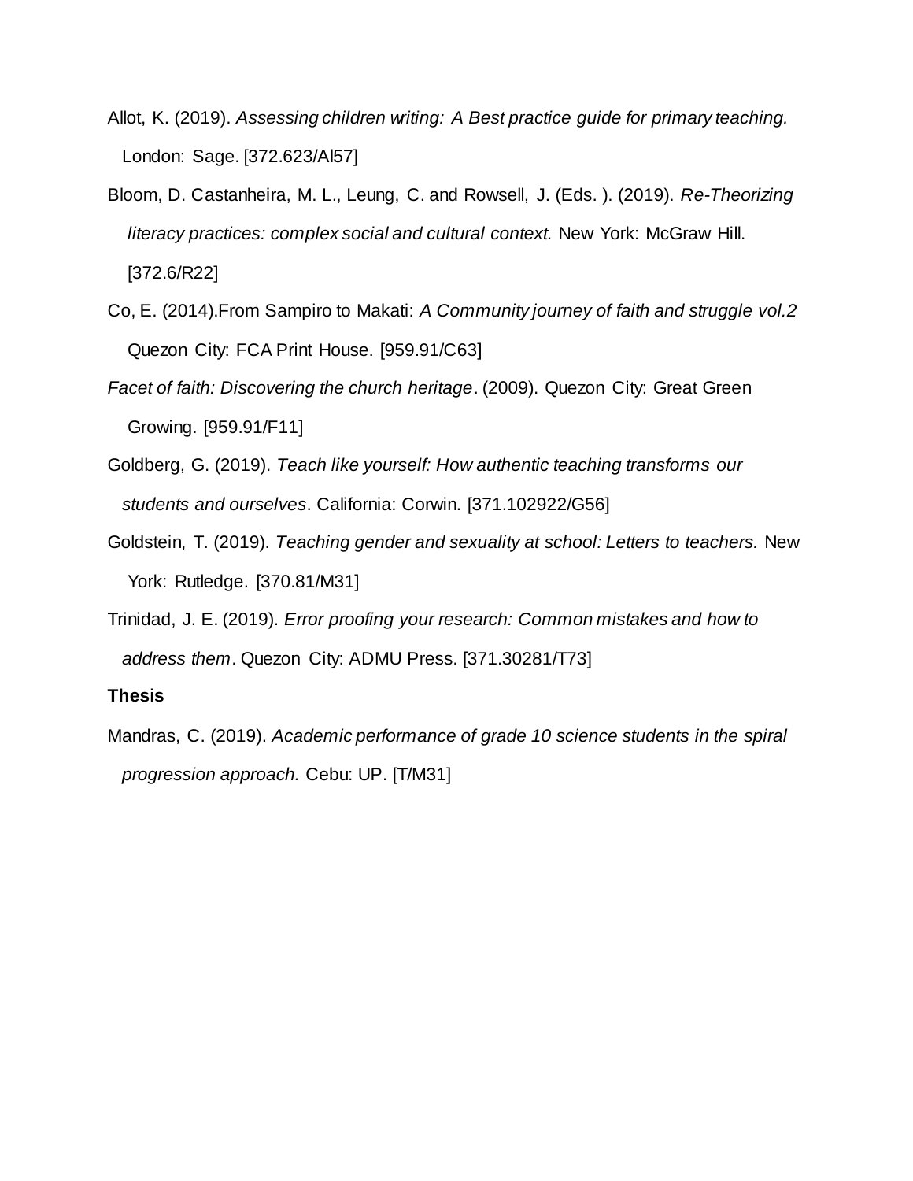Allot, K. (2019). *Assessing children writing: A Best practice guide for primary teaching.* London: Sage. [372.623/Al57]

Bloom, D. Castanheira, M. L., Leung, C. and Rowsell, J. (Eds. ). (2019). *Re-Theorizing literacy practices: complex social and cultural context.* New York: McGraw Hill. [372.6/R22]

Co, E. (2014).From Sampiro to Makati: *A Community journey of faith and struggle vol.2* Quezon City: FCA Print House. [959.91/C63]

*Facet of faith: Discovering the church heritage*. (2009). Quezon City: Great Green Growing. [959.91/F11]

Goldberg, G. (2019). *Teach like yourself: How authentic teaching transforms our students and ourselves*. California: Corwin. [371.102922/G56]

Goldstein, T. (2019). *Teaching gender and sexuality at school: Letters to teachers.* New York: Rutledge. [370.81/M31]

Trinidad, J. E. (2019). *Error proofing your research: Common mistakes and how to address them*. Quezon City: ADMU Press. [371.30281/T73]

**Thesis**

Mandras, C. (2019). *Academic performance of grade 10 science students in the spiral progression approach.* Cebu: UP. [T/M31]